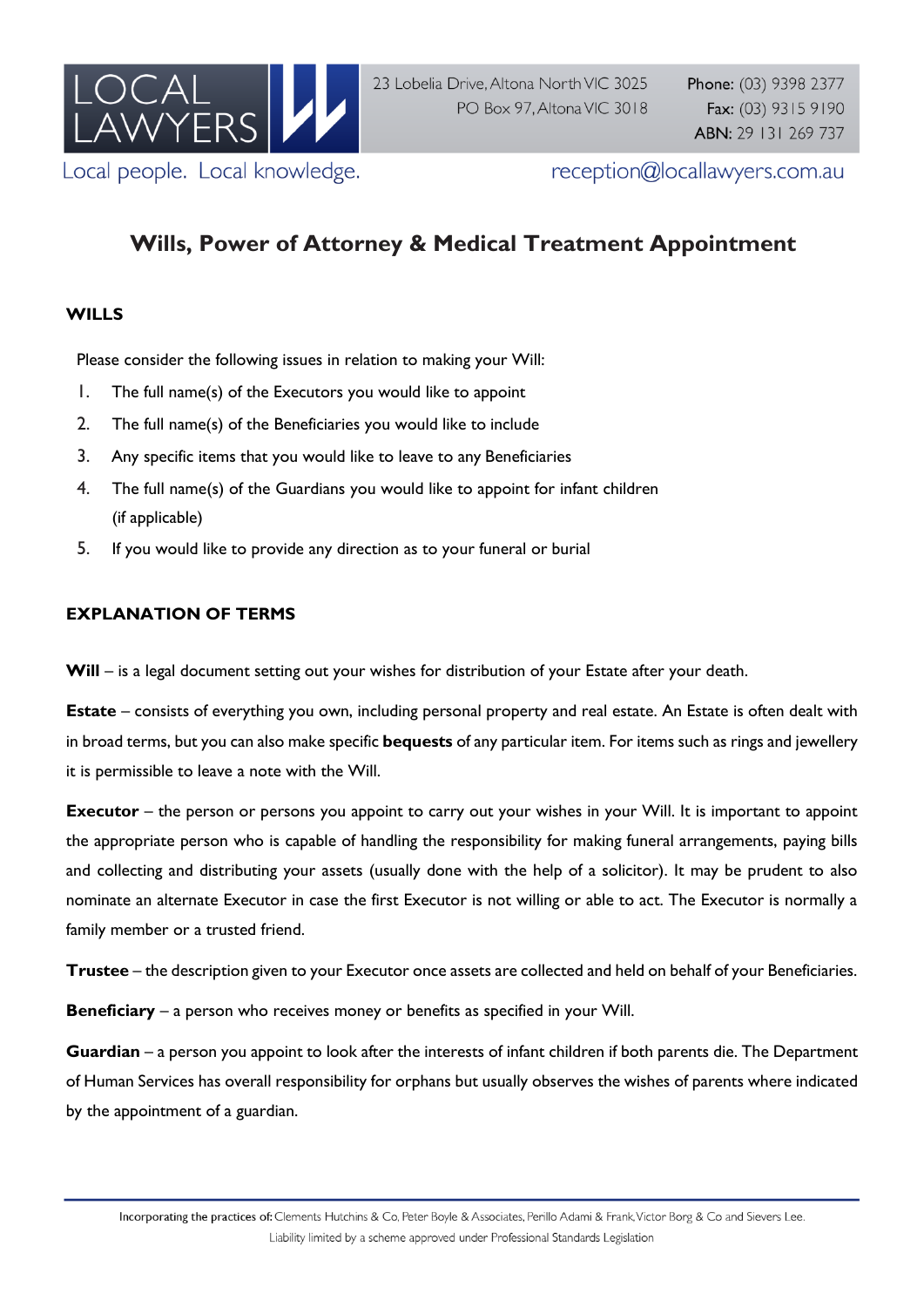LOCAL LAWYERS

Local people. Local knowledge.

23 Lobelia Drive, Altona North VIC 3025
PO Box 97, Altona VIC 3018

**Phone:** (03) 9398 2377
**Fax:** (03) 9315 9190
**ABN:** 29 131 269 737

reception@locallawyers.com.au

# Wills, Power of Attorney & Medical Treatment Appointment

## WILLS

Please consider the following issues in relation to making your Will:

1. The full name(s) of the Executors you would like to appoint
2. The full name(s) of the Beneficiaries you would like to include
3. Any specific items that you would like to leave to any Beneficiaries
4. The full name(s) of the Guardians you would like to appoint for infant children (if applicable)
5. If you would like to provide any direction as to your funeral or burial

## EXPLANATION OF TERMS

**Will** – is a legal document setting out your wishes for distribution of your Estate after your death.

**Estate** – consists of everything you own, including personal property and real estate. An Estate is often dealt with in broad terms, but you can also make specific **bequests** of any particular item. For items such as rings and jewellery it is permissible to leave a note with the Will.

**Executor** – the person or persons you appoint to carry out your wishes in your Will. It is important to appoint the appropriate person who is capable of handling the responsibility for making funeral arrangements, paying bills and collecting and distributing your assets (usually done with the help of a solicitor). It may be prudent to also nominate an alternate Executor in case the first Executor is not willing or able to act. The Executor is normally a family member or a trusted friend.

**Trustee** – the description given to your Executor once assets are collected and held on behalf of your Beneficiaries.

**Beneficiary** – a person who receives money or benefits as specified in your Will.

**Guardian** – a person you appoint to look after the interests of infant children if both parents die. The Department of Human Services has overall responsibility for orphans but usually observes the wishes of parents where indicated by the appointment of a guardian.

Incorporating the practices of: Clements Hutchins & Co, Peter Boyle & Associates, Perillo Adami & Frank, Victor Borg & Co and Sievers Lee.
Liability limited by a scheme approved under Professional Standards Legislation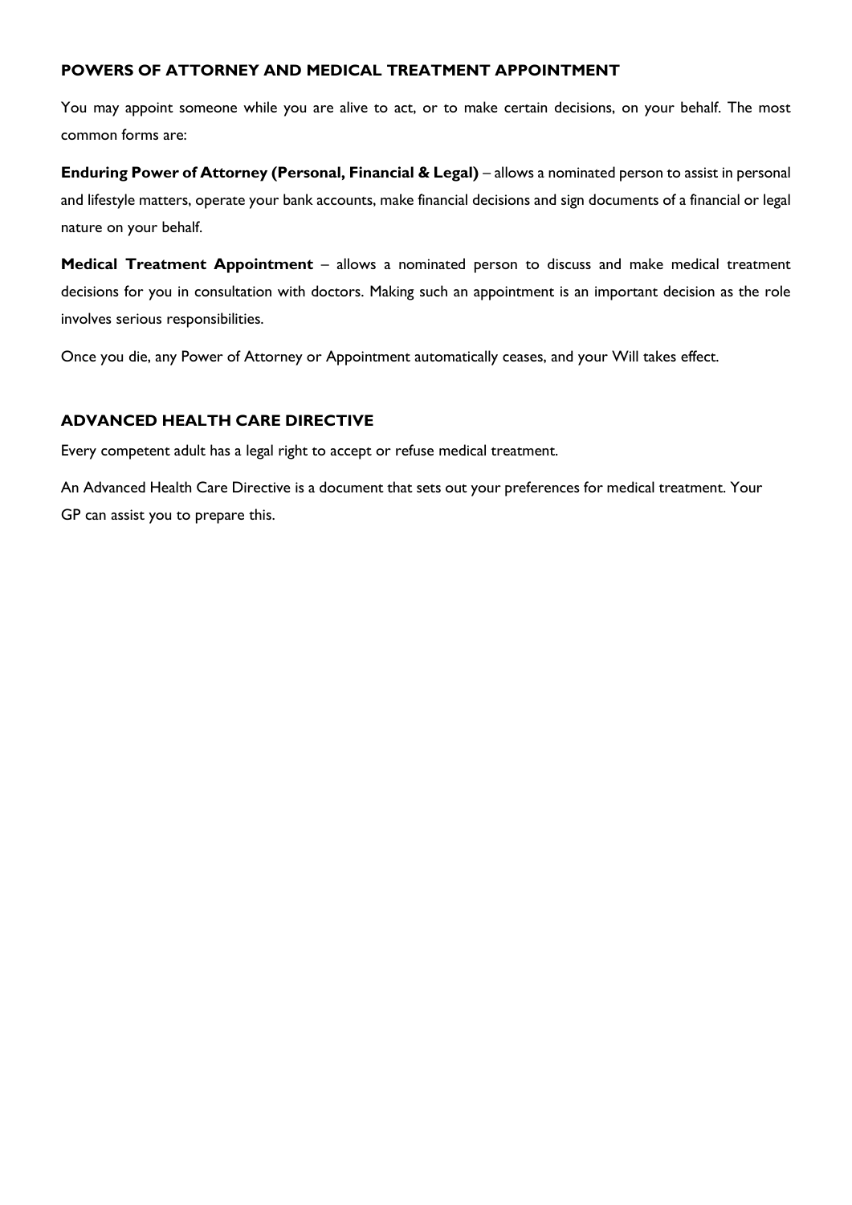## POWERS OF ATTORNEY AND MEDICAL TREATMENT APPOINTMENT

You may appoint someone while you are alive to act, or to make certain decisions, on your behalf. The most common forms are:

**Enduring Power of Attorney (Personal, Financial & Legal)** – allows a nominated person to assist in personal and lifestyle matters, operate your bank accounts, make financial decisions and sign documents of a financial or legal nature on your behalf.

**Medical Treatment Appointment** – allows a nominated person to discuss and make medical treatment decisions for you in consultation with doctors. Making such an appointment is an important decision as the role involves serious responsibilities.

Once you die, any Power of Attorney or Appointment automatically ceases, and your Will takes effect.

## ADVANCED HEALTH CARE DIRECTIVE

Every competent adult has a legal right to accept or refuse medical treatment.

An Advanced Health Care Directive is a document that sets out your preferences for medical treatment. Your GP can assist you to prepare this.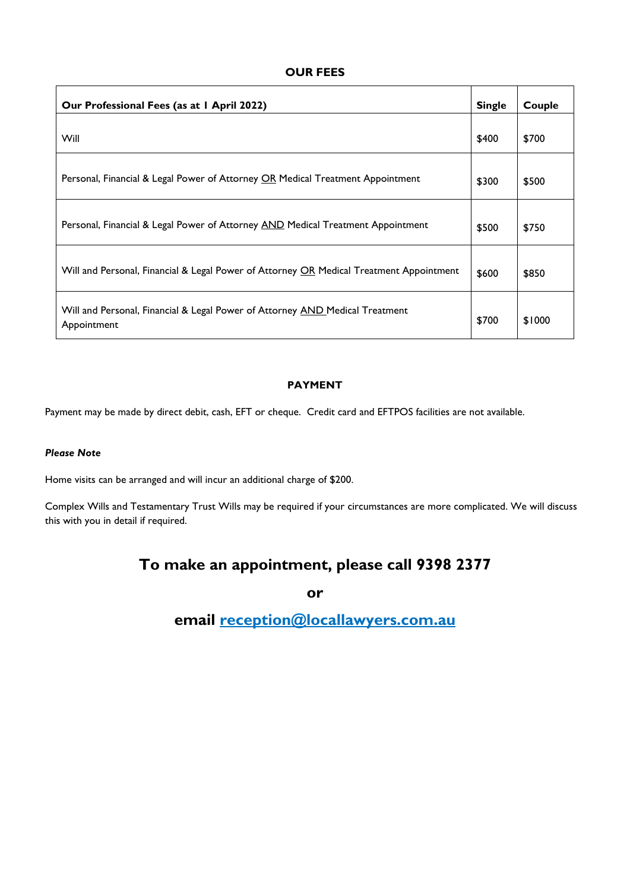## OUR FEES

| Our Professional Fees (as at 1 April 2022) | Single | Couple |
|---|---|---|
| Will | $400 | $700 |
| Personal, Financial & Legal Power of Attorney <u>OR</u> Medical Treatment Appointment | $300 | $500 |
| Personal, Financial & Legal Power of Attorney <u>AND</u> Medical Treatment Appointment | $500 | $750 |
| Will and Personal, Financial & Legal Power of Attorney <u>OR</u> Medical Treatment Appointment | $600 | $850 |
| Will and Personal, Financial & Legal Power of Attorney <u>AND</u> Medical Treatment Appointment | $700 | $1000 |

## PAYMENT

Payment may be made by direct debit, cash, EFT or cheque. Credit card and EFTPOS facilities are not available.

***Please Note***

Home visits can be arranged and will incur an additional charge of $200.

Complex Wills and Testamentary Trust Wills may be required if your circumstances are more complicated. We will discuss this with you in detail if required.

## To make an appointment, please call 9398 2377

## or

## email reception@locallawyers.com.au